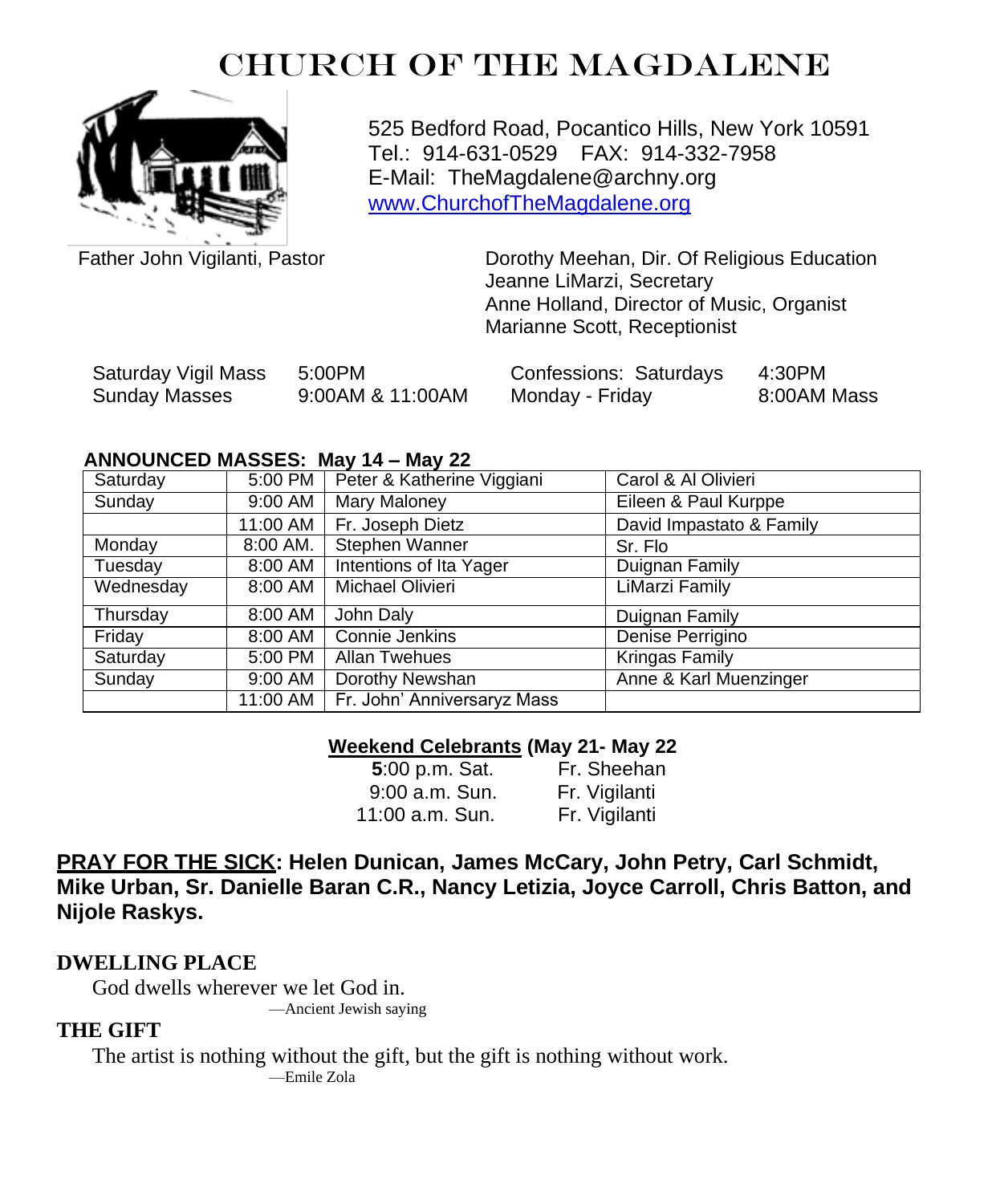# CHURCH OF THE MAGDALENE

525 Bedford Road, Pocantico Hills, New York 10591
Tel.: 914-631-0529 FAX: 914-332-7958
E-Mail: TheMagdalene@archny.org
www.ChurchofTheMagdalene.org

Father John Vigilanti, Pastor

Dorothy Meehan, Dir. Of Religious Education
Jeanne LiMarzi, Secretary
Anne Holland, Director of Music, Organist
Marianne Scott, Receptionist

| | | | |
|---|---|---|---|
| Saturday Vigil Mass | 5:00PM | Confessions: Saturdays | 4:30PM |
| Sunday Masses | 9:00AM & 11:00AM | Monday - Friday | 8:00AM Mass |

**ANNOUNCED MASSES: May 14 – May 22**

| | | | |
|---|---|---|---|
| Saturday | 5:00 PM | Peter & Katherine Viggiani | Carol & Al Olivieri |
| Sunday | 9:00 AM | Mary Maloney | Eileen & Paul Kurppe |
| | 11:00 AM | Fr. Joseph Dietz | David Impastato & Family |
| Monday | 8:00 AM. | Stephen Wanner | Sr. Flo |
| Tuesday | 8:00 AM | Intentions of Ita Yager | Duignan Family |
| Wednesday | 8:00 AM | Michael Olivieri | LiMarzi Family |
| Thursday | 8:00 AM | John Daly | Duignan Family |
| Friday | 8:00 AM | Connie Jenkins | Denise Perrigino |
| Saturday | 5:00 PM | Allan Twehues | Kringas Family |
| Sunday | 9:00 AM | Dorothy Newshan | Anne & Karl Muenzinger |
| | 11:00 AM | Fr. John' Anniversaryz Mass | |

**Weekend Celebrants (May 21- May 22**

| | |
|---|---|
| **5**:00 p.m. Sat. | Fr. Sheehan |
| 9:00 a.m. Sun. | Fr. Vigilanti |
| 11:00 a.m. Sun. | Fr. Vigilanti |

**PRAY FOR THE SICK: Helen Dunican, James McCary, John Petry, Carl Schmidt, Mike Urban, Sr. Danielle Baran C.R., Nancy Letizia, Joyce Carroll, Chris Batton, and Nijole Raskys.**

**DWELLING PLACE**

God dwells wherever we let God in.

—Ancient Jewish saying

**THE GIFT**

The artist is nothing without the gift, but the gift is nothing without work.

—Emile Zola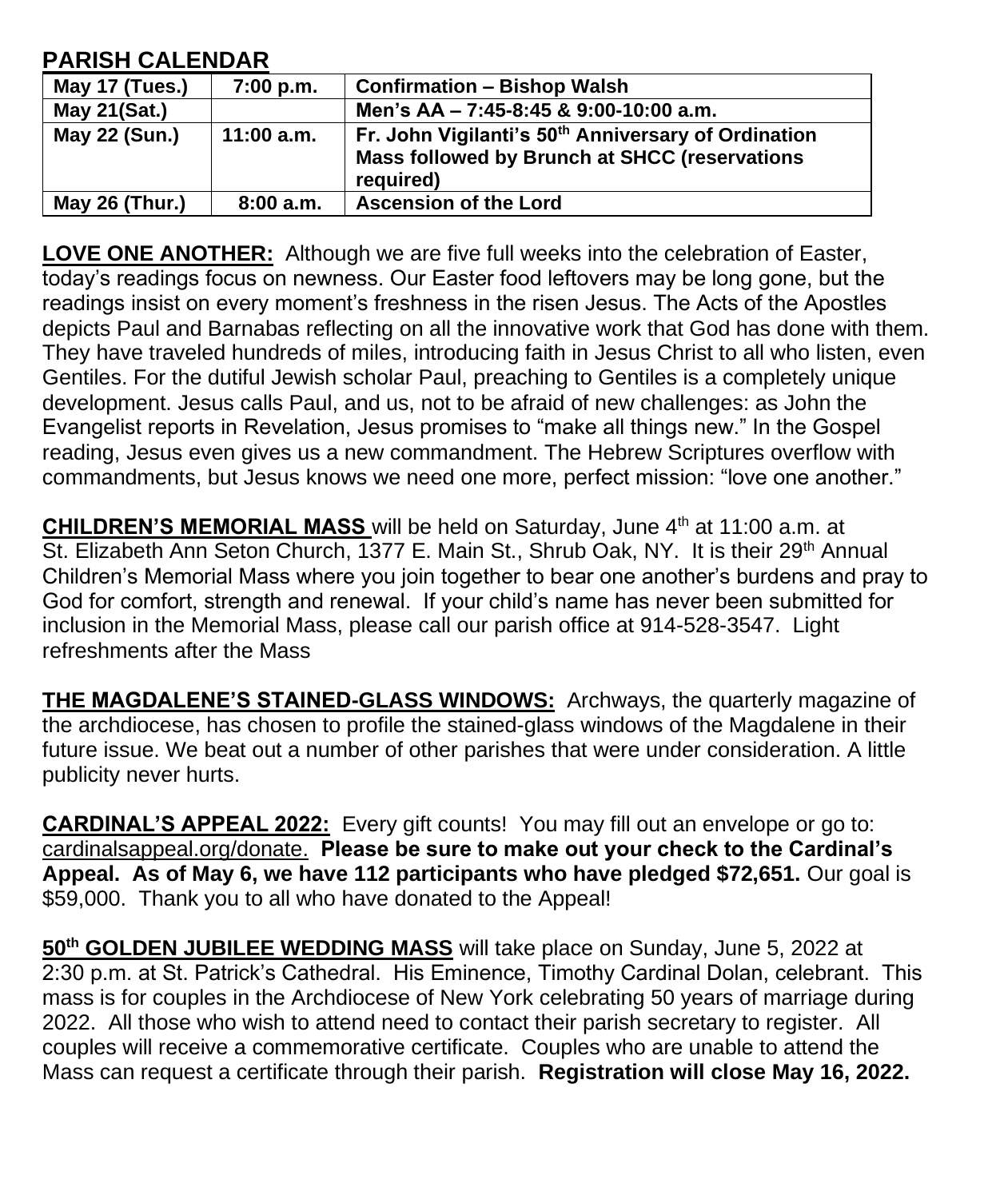## PARISH CALENDAR

| May 17 (Tues.) | 7:00 p.m. | Confirmation – Bishop Walsh |
|---|---|---|
| May 21(Sat.) | | Men's AA – 7:45-8:45 & 9:00-10:00 a.m. |
| May 22 (Sun.) | 11:00 a.m. | Fr. John Vigilanti's 50th Anniversary of Ordination Mass followed by Brunch at SHCC (reservations required) |
| May 26 (Thur.) | 8:00 a.m. | Ascension of the Lord |

**LOVE ONE ANOTHER:** Although we are five full weeks into the celebration of Easter, today's readings focus on newness. Our Easter food leftovers may be long gone, but the readings insist on every moment's freshness in the risen Jesus. The Acts of the Apostles depicts Paul and Barnabas reflecting on all the innovative work that God has done with them. They have traveled hundreds of miles, introducing faith in Jesus Christ to all who listen, even Gentiles. For the dutiful Jewish scholar Paul, preaching to Gentiles is a completely unique development. Jesus calls Paul, and us, not to be afraid of new challenges: as John the Evangelist reports in Revelation, Jesus promises to "make all things new." In the Gospel reading, Jesus even gives us a new commandment. The Hebrew Scriptures overflow with commandments, but Jesus knows we need one more, perfect mission: "love one another."

**CHILDREN'S MEMORIAL MASS** will be held on Saturday, June 4th at 11:00 a.m. at St. Elizabeth Ann Seton Church, 1377 E. Main St., Shrub Oak, NY. It is their 29th Annual Children's Memorial Mass where you join together to bear one another's burdens and pray to God for comfort, strength and renewal. If your child's name has never been submitted for inclusion in the Memorial Mass, please call our parish office at 914-528-3547. Light refreshments after the Mass

**THE MAGDALENE'S STAINED-GLASS WINDOWS:** Archways, the quarterly magazine of the archdiocese, has chosen to profile the stained-glass windows of the Magdalene in their future issue. We beat out a number of other parishes that were under consideration. A little publicity never hurts.

**CARDINAL'S APPEAL 2022:** Every gift counts! You may fill out an envelope or go to: cardinalsappeal.org/donate. **Please be sure to make out your check to the Cardinal's Appeal. As of May 6, we have 112 participants who have pledged $72,651.** Our goal is $59,000. Thank you to all who have donated to the Appeal!

**50th GOLDEN JUBILEE WEDDING MASS** will take place on Sunday, June 5, 2022 at 2:30 p.m. at St. Patrick's Cathedral. His Eminence, Timothy Cardinal Dolan, celebrant. This mass is for couples in the Archdiocese of New York celebrating 50 years of marriage during 2022. All those who wish to attend need to contact their parish secretary to register. All couples will receive a commemorative certificate. Couples who are unable to attend the Mass can request a certificate through their parish. **Registration will close May 16, 2022.**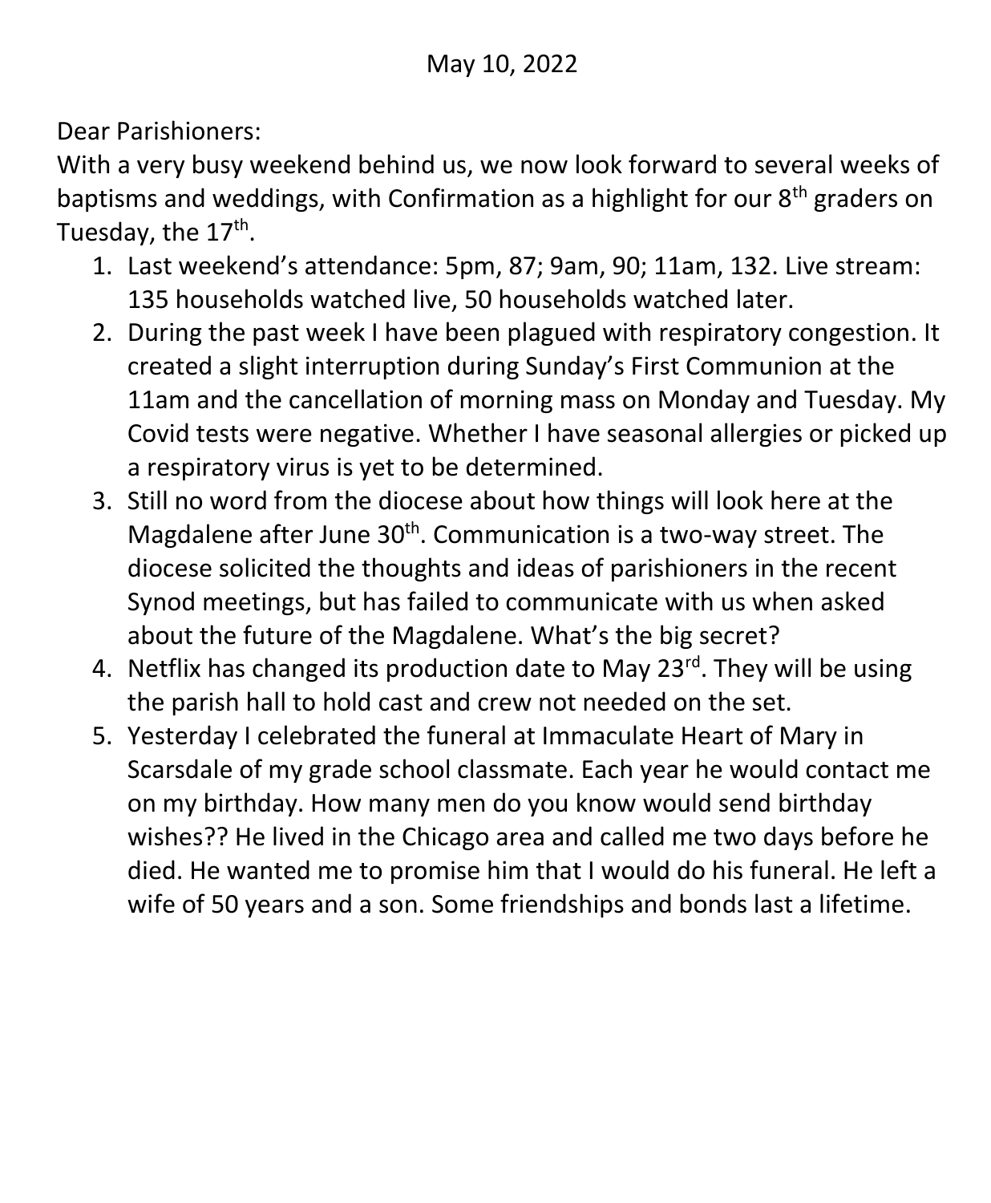May 10, 2022

Dear Parishioners:

With a very busy weekend behind us, we now look forward to several weeks of baptisms and weddings, with Confirmation as a highlight for our 8th graders on Tuesday, the 17th.

1. Last weekend's attendance: 5pm, 87; 9am, 90; 11am, 132. Live stream: 135 households watched live, 50 households watched later.
2. During the past week I have been plagued with respiratory congestion. It created a slight interruption during Sunday's First Communion at the 11am and the cancellation of morning mass on Monday and Tuesday. My Covid tests were negative. Whether I have seasonal allergies or picked up a respiratory virus is yet to be determined.
3. Still no word from the diocese about how things will look here at the Magdalene after June 30th. Communication is a two-way street. The diocese solicited the thoughts and ideas of parishioners in the recent Synod meetings, but has failed to communicate with us when asked about the future of the Magdalene. What's the big secret?
4. Netflix has changed its production date to May 23rd. They will be using the parish hall to hold cast and crew not needed on the set.
5. Yesterday I celebrated the funeral at Immaculate Heart of Mary in Scarsdale of my grade school classmate. Each year he would contact me on my birthday. How many men do you know would send birthday wishes?? He lived in the Chicago area and called me two days before he died. He wanted me to promise him that I would do his funeral. He left a wife of 50 years and a son. Some friendships and bonds last a lifetime.